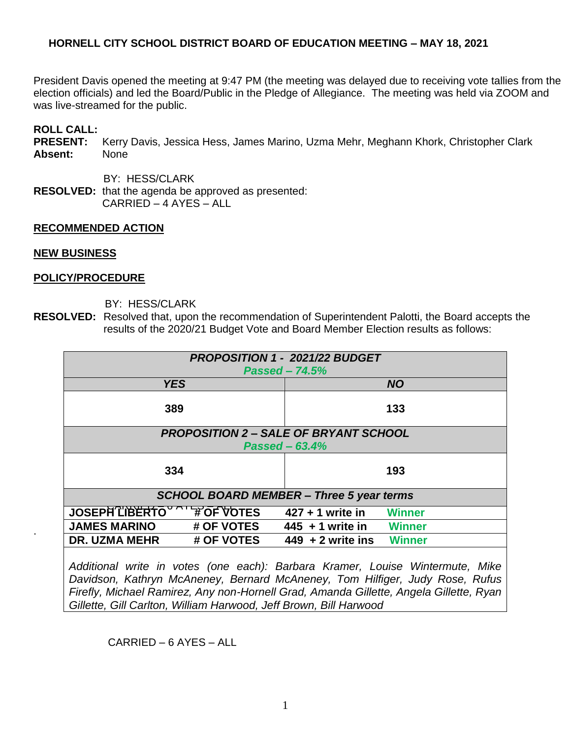**HORNELL CITY SCHOOL DISTRICT BOARD OF EDUCATION MEETING – MAY 18, 2021**

President Davis opened the meeting at 9:47 PM (the meeting was delayed due to receiving vote tallies from the election officials) and led the Board/Public in the Pledge of Allegiance. The meeting was held via ZOOM and was live-streamed for the public.

**ROLL CALL:**
**PRESENT:** Kerry Davis, Jessica Hess, James Marino, Uzma Mehr, Meghann Khork, Christopher Clark
**Absent:** None

BY: HESS/CLARK
**RESOLVED:** that the agenda be approved as presented:
CARRIED – 4 AYES – ALL

**RECOMMENDED ACTION**

**NEW BUSINESS**

**POLICY/PROCEDURE**

BY: HESS/CLARK
**RESOLVED:** Resolved that, upon the recommendation of Superintendent Palotti, the Board accepts the results of the 2020/21 Budget Vote and Board Member Election results as follows:

| ***PROPOSITION 1 - 2021/22 BUDGET*** *Passed – 74.5%* | | | |
|---|---|---|---|
| ***YES*** | | ***NO*** | |
| **389** | | **133** | |
| ***PROPOSITION 2 – SALE OF BRYANT SCHOOL*** *Passed – 63.4%* | | | |
| **334** | | **193** | |
| ***SCHOOL BOARD MEMBER – Three 5 year terms*** | | | |
| **JOSEPH LIBERTO** | **# OF VOTES** | **427 + 1 write in** | **Winner** |
| **JAMES MARINO** | **# OF VOTES** | **445 + 1 write in** | **Winner** |
| **DR. UZMA MEHR** | **# OF VOTES** | **449 + 2 write ins** | **Winner** |

*Additional write in votes (one each): Barbara Kramer, Louise Wintermute, Mike Davidson, Kathryn McAneney, Bernard McAneney, Tom Hilfiger, Judy Rose, Rufus Firefly, Michael Ramirez, Any non-Hornell Grad, Amanda Gillette, Angela Gillette, Ryan Gillette, Gill Carlton, William Harwood, Jeff Brown, Bill Harwood*

CARRIED – 6 AYES – ALL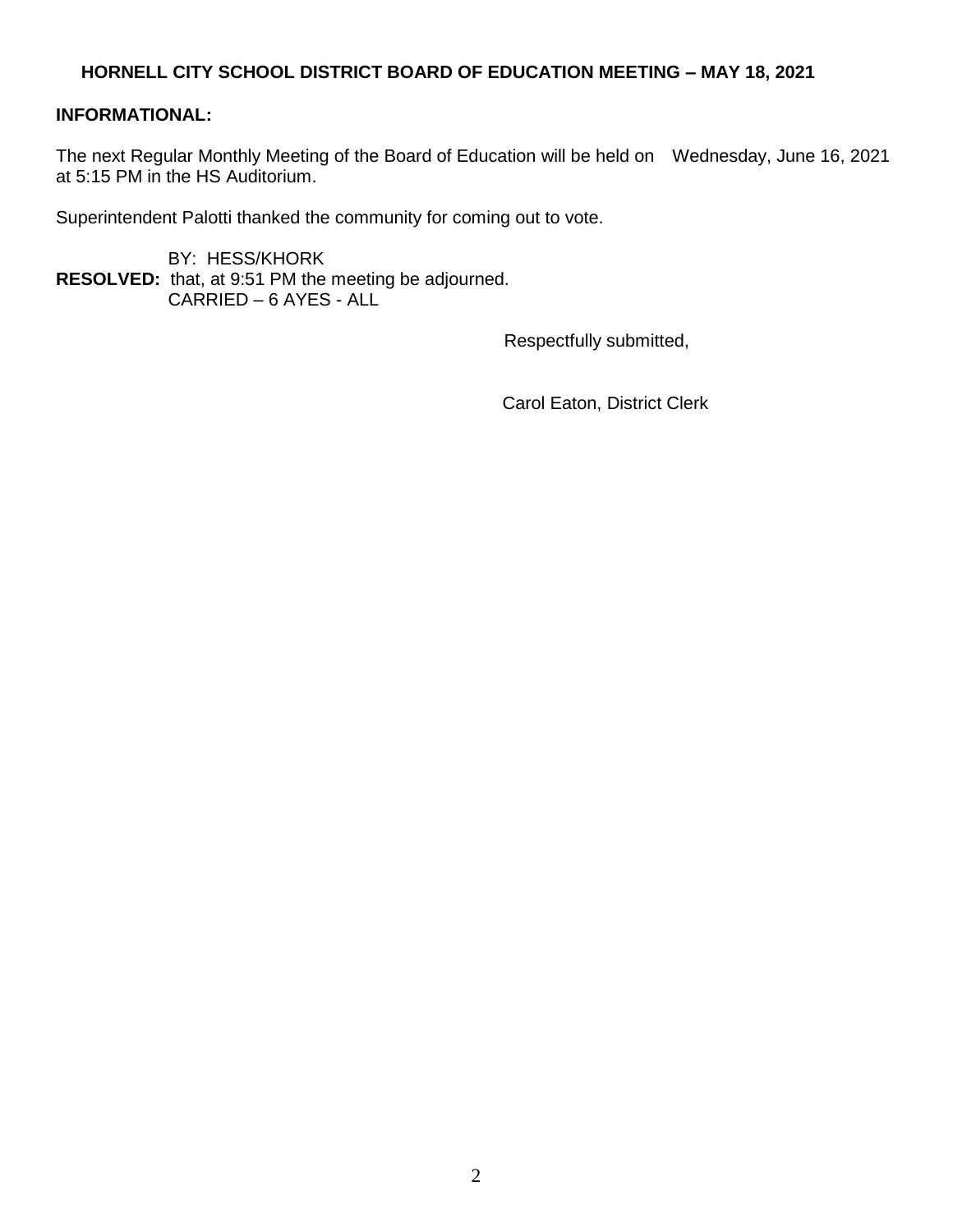**HORNELL CITY SCHOOL DISTRICT BOARD OF EDUCATION MEETING – MAY 18, 2021**

**INFORMATIONAL:**

The next Regular Monthly Meeting of the Board of Education will be held on Wednesday, June 16, 2021 at 5:15 PM in the HS Auditorium.

Superintendent Palotti thanked the community for coming out to vote.

BY: HESS/KHORK
**RESOLVED:** that, at 9:51 PM the meeting be adjourned.
CARRIED – 6 AYES - ALL

Respectfully submitted,

Carol Eaton, District Clerk